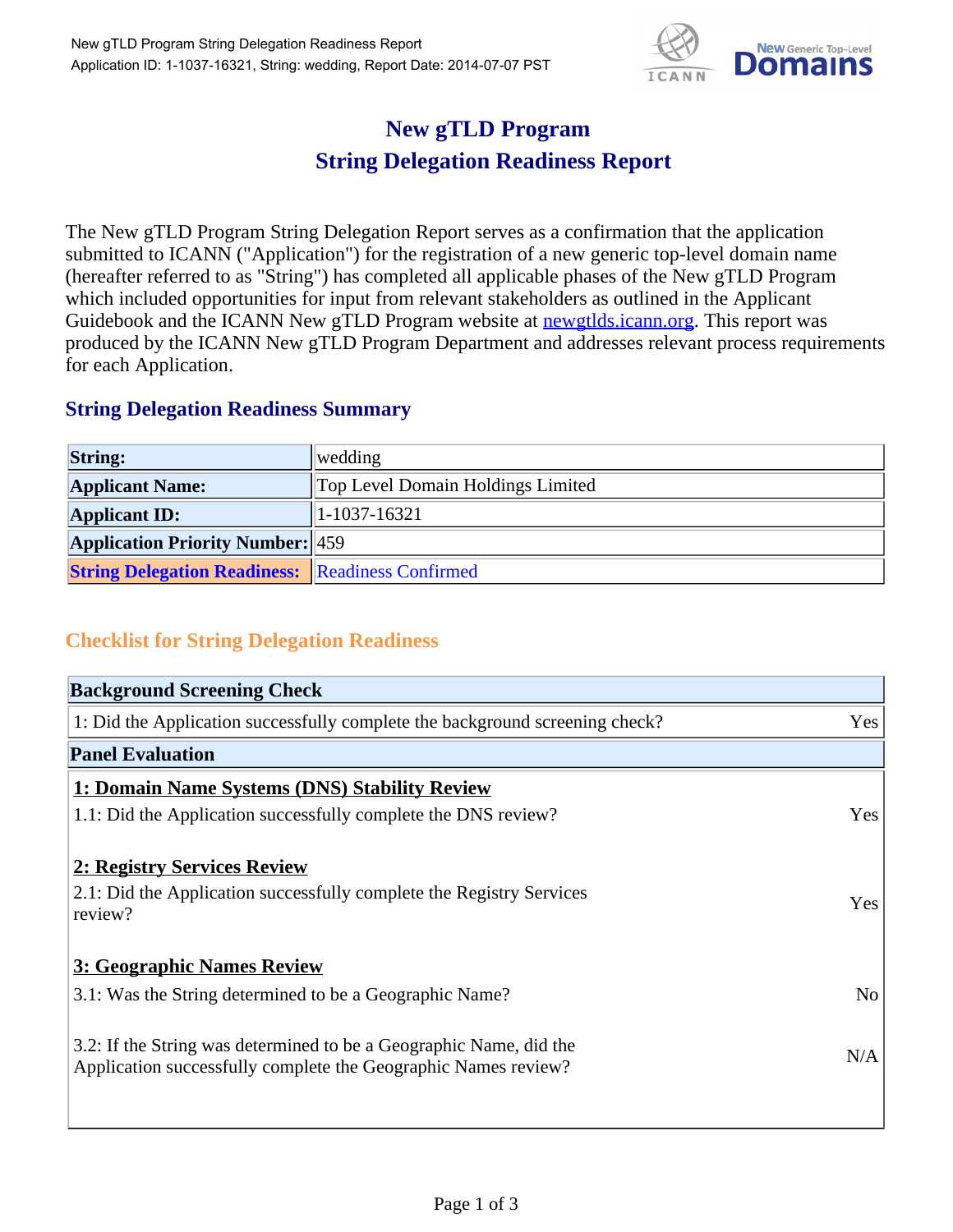# New gTLD Program
# String Delegation Readiness Report

The New gTLD Program String Delegation Report serves as a confirmation that the application submitted to ICANN ("Application") for the registration of a new generic top-level domain name (hereafter referred to as "String") has completed all applicable phases of the New gTLD Program which included opportunities for input from relevant stakeholders as outlined in the Applicant Guidebook and the ICANN New gTLD Program website at [newgtlds.icann.org](http://newgtlds.icann.org). This report was produced by the ICANN New gTLD Program Department and addresses relevant process requirements for each Application.

## String Delegation Readiness Summary

| | |
|---|---|
| **String:** | wedding |
| **Applicant Name:** | Top Level Domain Holdings Limited |
| **Applicant ID:** | 1-1037-16321 |
| **Application Priority Number:** | 459 |
| **String Delegation Readiness:** | Readiness Confirmed |

## Checklist for String Delegation Readiness

| **Background Screening Check** | |
|---|---|
| 1: Did the Application successfully complete the background screening check? | Yes |
| **Panel Evaluation** | |
| **1: Domain Name Systems (DNS) Stability Review** | |
| 1.1: Did the Application successfully complete the DNS review? | Yes |
| **2: Registry Services Review** | |
| 2.1: Did the Application successfully complete the Registry Services review? | Yes |
| **3: Geographic Names Review** | |
| 3.1: Was the String determined to be a Geographic Name? | No |
| 3.2: If the String was determined to be a Geographic Name, did the Application successfully complete the Geographic Names review? | N/A |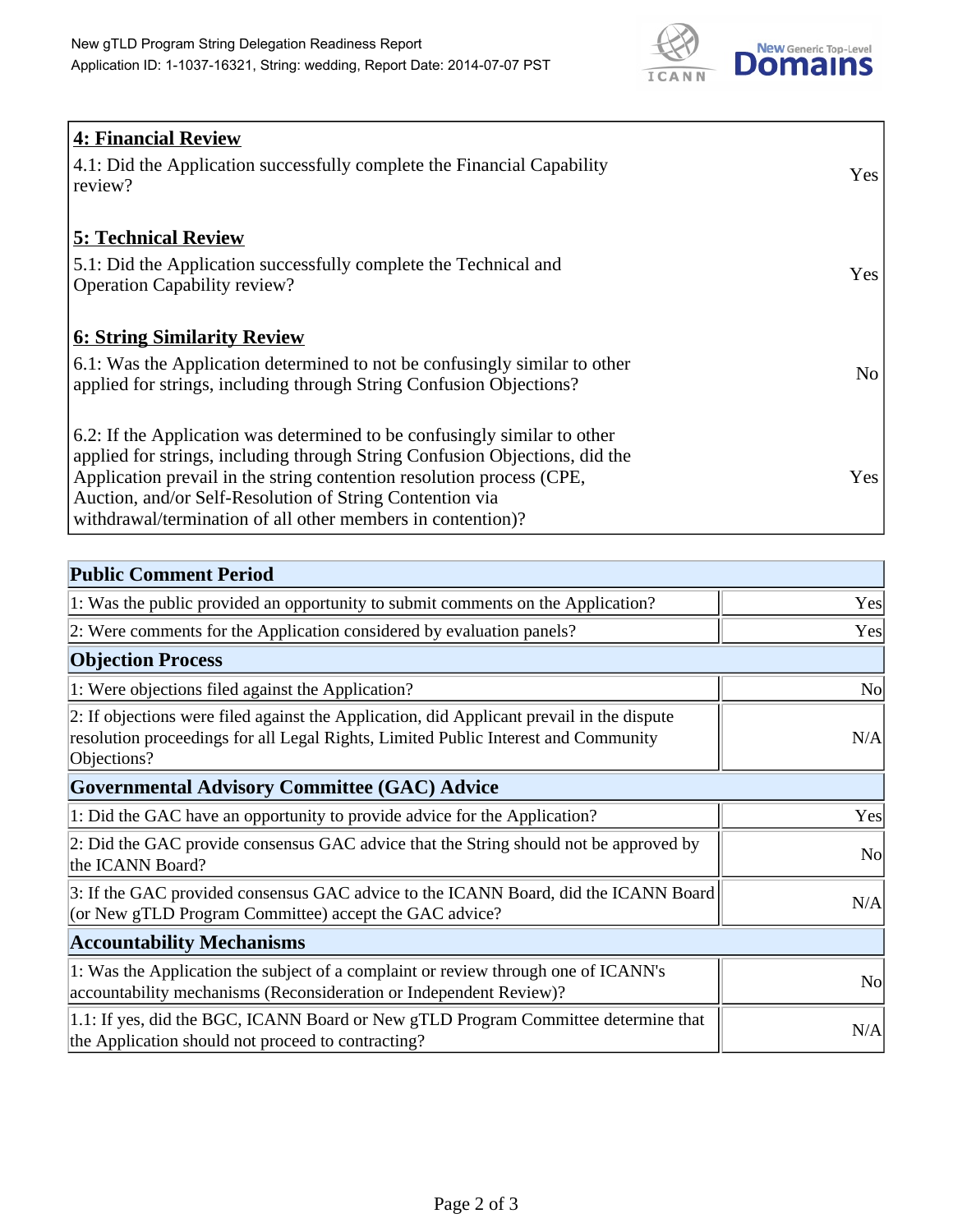| **4: Financial Review** | |
|---|---|
| 4.1: Did the Application successfully complete the Financial Capability review? | Yes |
| **5: Technical Review** | |
| 5.1: Did the Application successfully complete the Technical and Operation Capability review? | Yes |
| **6: String Similarity Review** | |
| 6.1: Was the Application determined to not be confusingly similar to other applied for strings, including through String Confusion Objections? | No |
| 6.2: If the Application was determined to be confusingly similar to other applied for strings, including through String Confusion Objections, did the Application prevail in the string contention resolution process (CPE, Auction, and/or Self-Resolution of String Contention via withdrawal/termination of all other members in contention)? | Yes |

| **Public Comment Period** | |
|---|---|
| 1: Was the public provided an opportunity to submit comments on the Application? | Yes |
| 2: Were comments for the Application considered by evaluation panels? | Yes |
| **Objection Process** | |
| 1: Were objections filed against the Application? | No |
| 2: If objections were filed against the Application, did Applicant prevail in the dispute resolution proceedings for all Legal Rights, Limited Public Interest and Community Objections? | N/A |
| **Governmental Advisory Committee (GAC) Advice** | |
| 1: Did the GAC have an opportunity to provide advice for the Application? | Yes |
| 2: Did the GAC provide consensus GAC advice that the String should not be approved by the ICANN Board? | No |
| 3: If the GAC provided consensus GAC advice to the ICANN Board, did the ICANN Board (or New gTLD Program Committee) accept the GAC advice? | N/A |
| **Accountability Mechanisms** | |
| 1: Was the Application the subject of a complaint or review through one of ICANN's accountability mechanisms (Reconsideration or Independent Review)? | No |
| 1.1: If yes, did the BGC, ICANN Board or New gTLD Program Committee determine that the Application should not proceed to contracting? | N/A |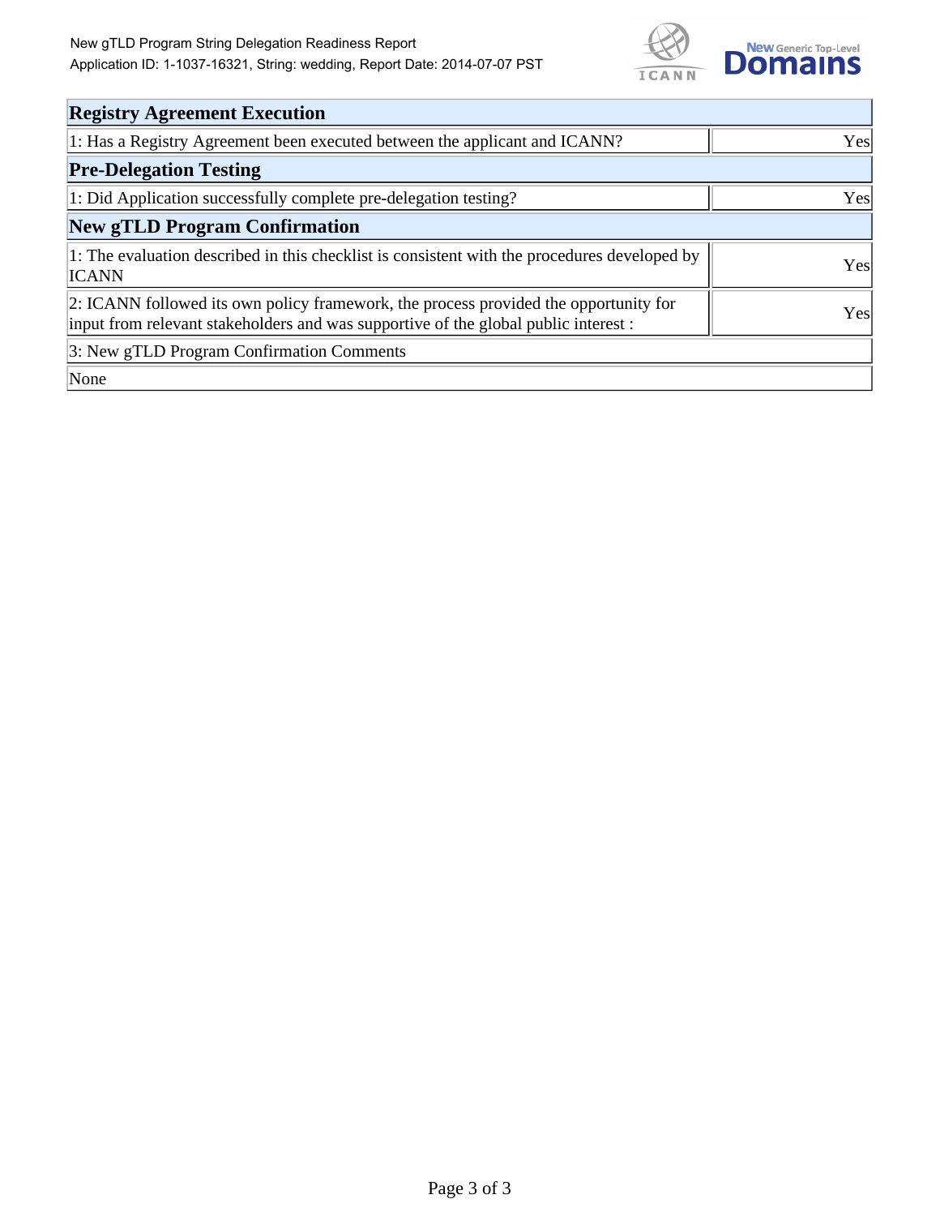## Registry Agreement Execution

| | |
|---|---|
| 1: Has a Registry Agreement been executed between the applicant and ICANN? | Yes |

## Pre-Delegation Testing

| | |
|---|---|
| 1: Did Application successfully complete pre-delegation testing? | Yes |

## New gTLD Program Confirmation

| | |
|---|---|
| 1: The evaluation described in this checklist is consistent with the procedures developed by ICANN | Yes |
| 2: ICANN followed its own policy framework, the process provided the opportunity for input from relevant stakeholders and was supportive of the global public interest : | Yes |

3: New gTLD Program Confirmation Comments

None